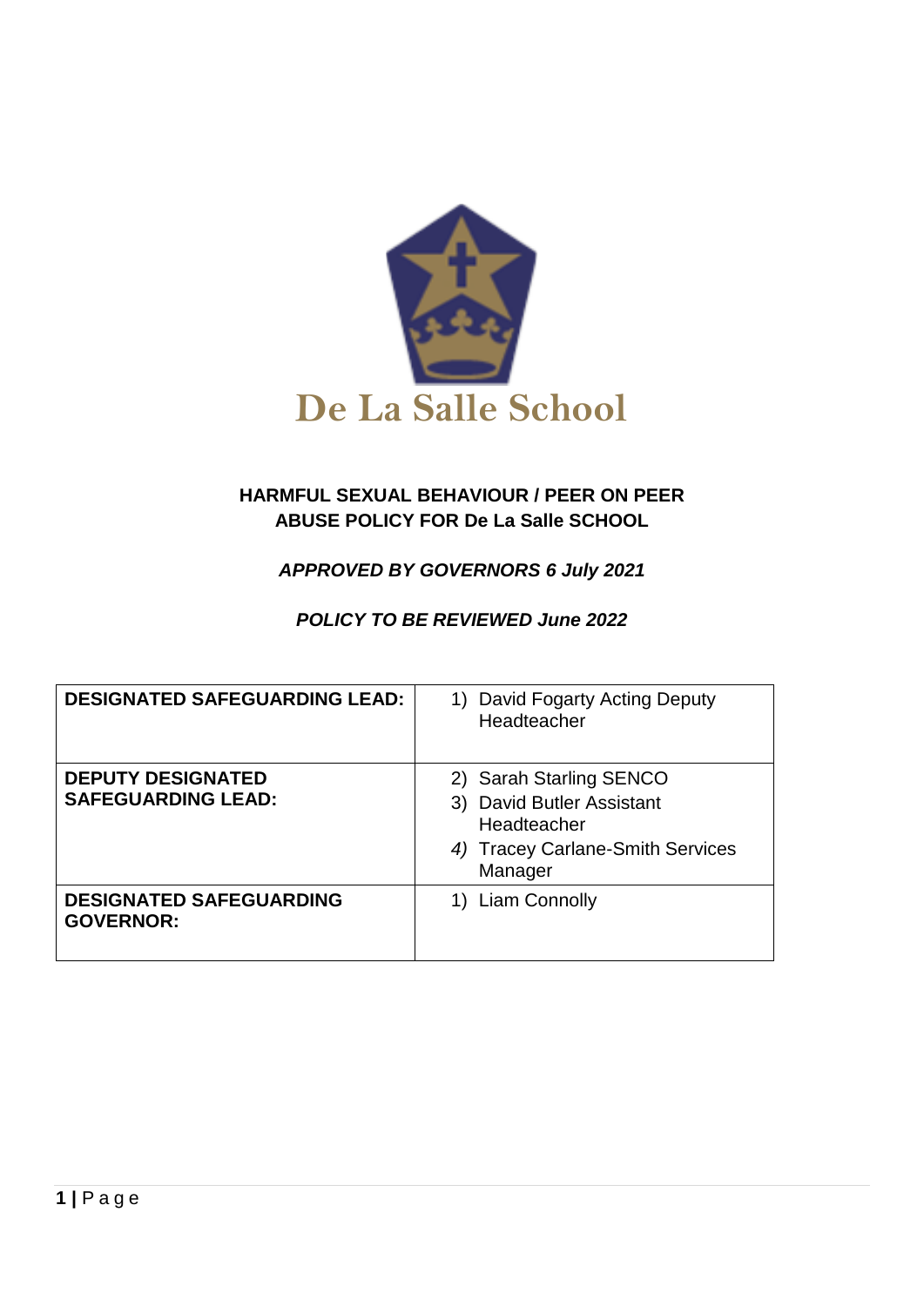De La Salle School

**HARMFUL SEXUAL BEHAVIOUR / PEER ON PEER ABUSE POLICY FOR De La Salle SCHOOL**

***APPROVED BY GOVERNORS 6 July 2021***

***POLICY TO BE REVIEWED June 2022***

| | |
|---|---|
| **DESIGNATED SAFEGUARDING LEAD:** | 1) David Fogarty Acting Deputy Headteacher |
| **DEPUTY DESIGNATED SAFEGUARDING LEAD:** | 2) Sarah Starling SENCO<br>3) David Butler Assistant Headteacher<br>*4)* Tracey Carlane-Smith Services Manager |
| **DESIGNATED SAFEGUARDING GOVERNOR:** | 1) Liam Connolly |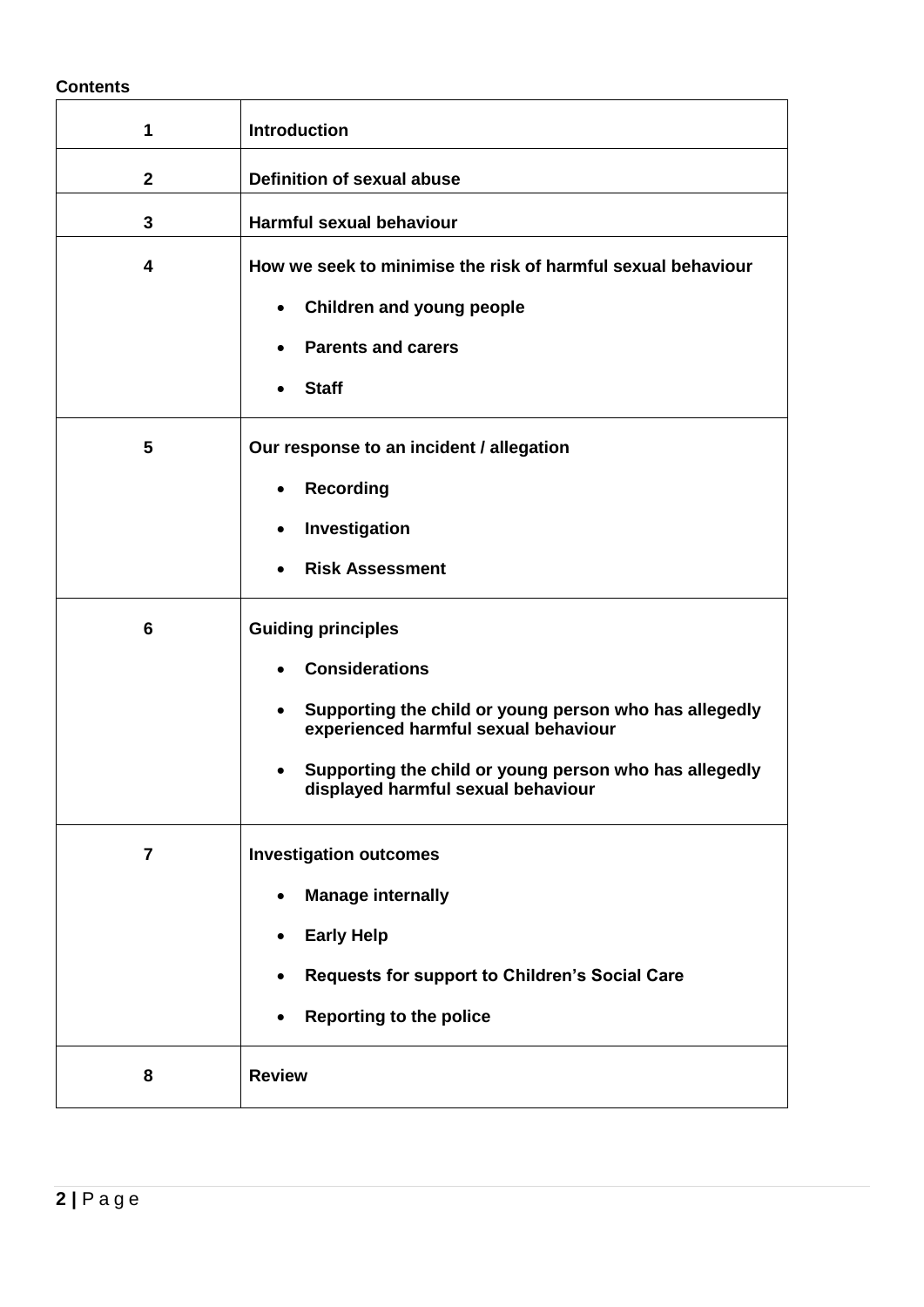**Contents**

| | |
|---|---|
| 1 | **Introduction** |
| 2 | **Definition of sexual abuse** |
| 3 | **Harmful sexual behaviour** |
| 4 | **How we seek to minimise the risk of harmful sexual behaviour**<br>• **Children and young people**<br>• **Parents and carers**<br>• **Staff** |
| 5 | **Our response to an incident / allegation**<br>• **Recording**<br>• **Investigation**<br>• **Risk Assessment** |
| 6 | **Guiding principles**<br>• **Considerations**<br>• **Supporting the child or young person who has allegedly experienced harmful sexual behaviour**<br>• **Supporting the child or young person who has allegedly displayed harmful sexual behaviour** |
| 7 | **Investigation outcomes**<br>• **Manage internally**<br>• **Early Help**<br>• **Requests for support to Children's Social Care**<br>• **Reporting to the police** |
| 8 | **Review** |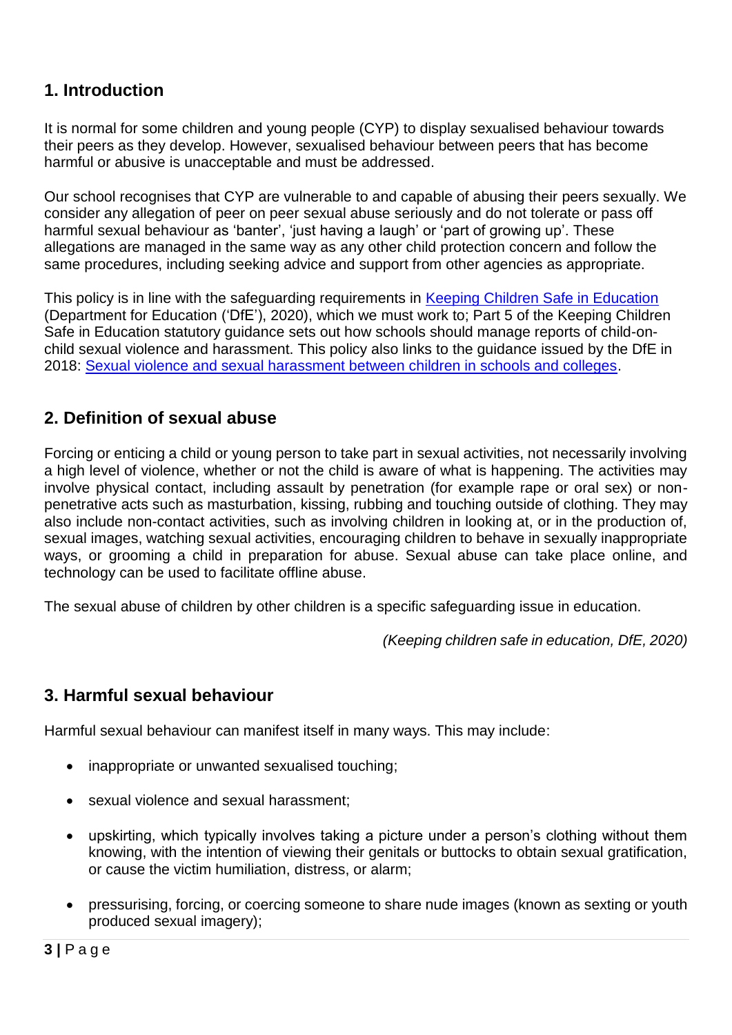## 1. Introduction

It is normal for some children and young people (CYP) to display sexualised behaviour towards their peers as they develop. However, sexualised behaviour between peers that has become harmful or abusive is unacceptable and must be addressed.

Our school recognises that CYP are vulnerable to and capable of abusing their peers sexually. We consider any allegation of peer on peer sexual abuse seriously and do not tolerate or pass off harmful sexual behaviour as 'banter', 'just having a laugh' or 'part of growing up'. These allegations are managed in the same way as any other child protection concern and follow the same procedures, including seeking advice and support from other agencies as appropriate.

This policy is in line with the safeguarding requirements in [Keeping Children Safe in Education](#) (Department for Education ('DfE'), 2020), which we must work to; Part 5 of the Keeping Children Safe in Education statutory guidance sets out how schools should manage reports of child-on-child sexual violence and harassment. This policy also links to the guidance issued by the DfE in 2018: [Sexual violence and sexual harassment between children in schools and colleges](#).

## 2. Definition of sexual abuse

Forcing or enticing a child or young person to take part in sexual activities, not necessarily involving a high level of violence, whether or not the child is aware of what is happening. The activities may involve physical contact, including assault by penetration (for example rape or oral sex) or non-penetrative acts such as masturbation, kissing, rubbing and touching outside of clothing. They may also include non-contact activities, such as involving children in looking at, or in the production of, sexual images, watching sexual activities, encouraging children to behave in sexually inappropriate ways, or grooming a child in preparation for abuse. Sexual abuse can take place online, and technology can be used to facilitate offline abuse.

The sexual abuse of children by other children is a specific safeguarding issue in education.

*(Keeping children safe in education, DfE, 2020)*

## 3. Harmful sexual behaviour

Harmful sexual behaviour can manifest itself in many ways. This may include:

- inappropriate or unwanted sexualised touching;
- sexual violence and sexual harassment;
- upskirting, which typically involves taking a picture under a person's clothing without them knowing, with the intention of viewing their genitals or buttocks to obtain sexual gratification, or cause the victim humiliation, distress, or alarm;
- pressurising, forcing, or coercing someone to share nude images (known as sexting or youth produced sexual imagery);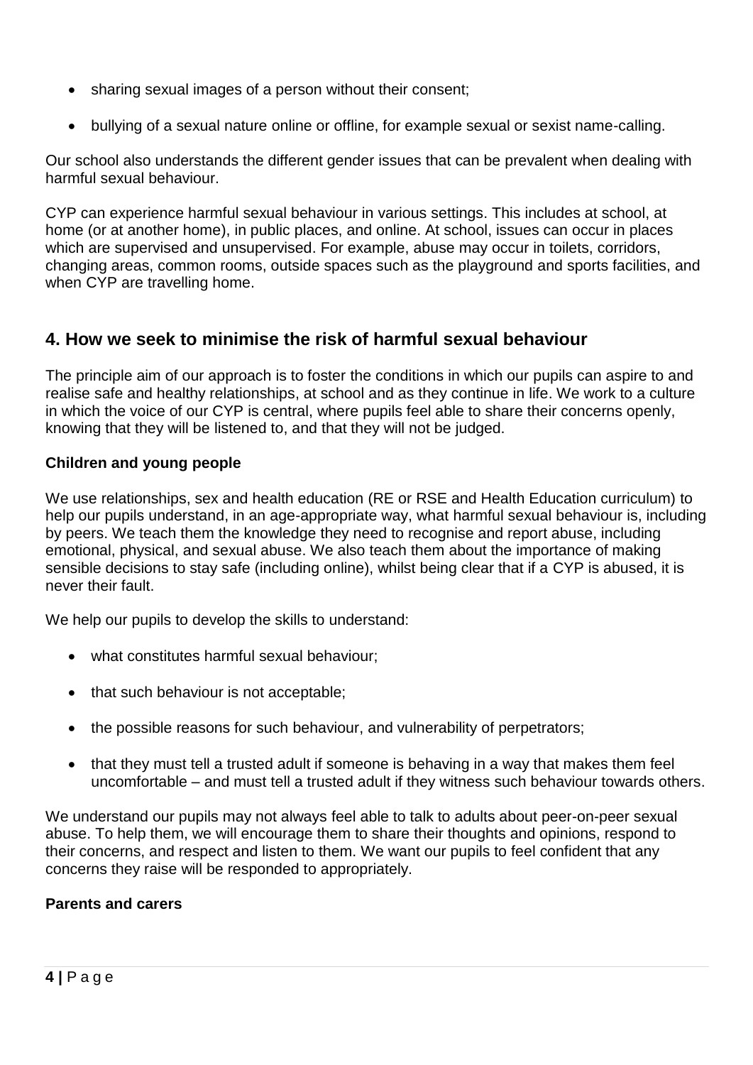- sharing sexual images of a person without their consent;
- bullying of a sexual nature online or offline, for example sexual or sexist name-calling.

Our school also understands the different gender issues that can be prevalent when dealing with harmful sexual behaviour.

CYP can experience harmful sexual behaviour in various settings. This includes at school, at home (or at another home), in public places, and online. At school, issues can occur in places which are supervised and unsupervised. For example, abuse may occur in toilets, corridors, changing areas, common rooms, outside spaces such as the playground and sports facilities, and when CYP are travelling home.

## 4. How we seek to minimise the risk of harmful sexual behaviour

The principle aim of our approach is to foster the conditions in which our pupils can aspire to and realise safe and healthy relationships, at school and as they continue in life. We work to a culture in which the voice of our CYP is central, where pupils feel able to share their concerns openly, knowing that they will be listened to, and that they will not be judged.

**Children and young people**

We use relationships, sex and health education (RE or RSE and Health Education curriculum) to help our pupils understand, in an age-appropriate way, what harmful sexual behaviour is, including by peers. We teach them the knowledge they need to recognise and report abuse, including emotional, physical, and sexual abuse. We also teach them about the importance of making sensible decisions to stay safe (including online), whilst being clear that if a CYP is abused, it is never their fault.

We help our pupils to develop the skills to understand:

- what constitutes harmful sexual behaviour;
- that such behaviour is not acceptable;
- the possible reasons for such behaviour, and vulnerability of perpetrators;
- that they must tell a trusted adult if someone is behaving in a way that makes them feel uncomfortable – and must tell a trusted adult if they witness such behaviour towards others.

We understand our pupils may not always feel able to talk to adults about peer-on-peer sexual abuse. To help them, we will encourage them to share their thoughts and opinions, respond to their concerns, and respect and listen to them. We want our pupils to feel confident that any concerns they raise will be responded to appropriately.

**Parents and carers**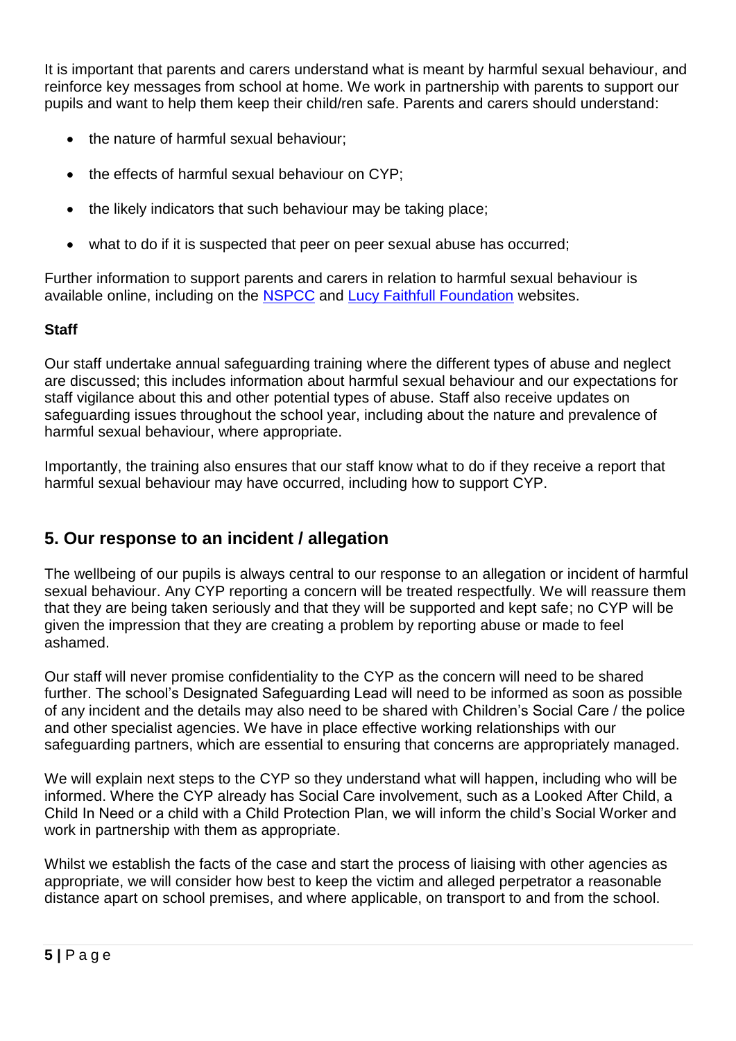It is important that parents and carers understand what is meant by harmful sexual behaviour, and reinforce key messages from school at home. We work in partnership with parents to support our pupils and want to help them keep their child/ren safe. Parents and carers should understand:

- the nature of harmful sexual behaviour;
- the effects of harmful sexual behaviour on CYP;
- the likely indicators that such behaviour may be taking place;
- what to do if it is suspected that peer on peer sexual abuse has occurred;

Further information to support parents and carers in relation to harmful sexual behaviour is available online, including on the NSPCC and Lucy Faithfull Foundation websites.

**Staff**

Our staff undertake annual safeguarding training where the different types of abuse and neglect are discussed; this includes information about harmful sexual behaviour and our expectations for staff vigilance about this and other potential types of abuse. Staff also receive updates on safeguarding issues throughout the school year, including about the nature and prevalence of harmful sexual behaviour, where appropriate.

Importantly, the training also ensures that our staff know what to do if they receive a report that harmful sexual behaviour may have occurred, including how to support CYP.

## 5. Our response to an incident / allegation

The wellbeing of our pupils is always central to our response to an allegation or incident of harmful sexual behaviour. Any CYP reporting a concern will be treated respectfully. We will reassure them that they are being taken seriously and that they will be supported and kept safe; no CYP will be given the impression that they are creating a problem by reporting abuse or made to feel ashamed.

Our staff will never promise confidentiality to the CYP as the concern will need to be shared further. The school's Designated Safeguarding Lead will need to be informed as soon as possible of any incident and the details may also need to be shared with Children's Social Care / the police and other specialist agencies. We have in place effective working relationships with our safeguarding partners, which are essential to ensuring that concerns are appropriately managed.

We will explain next steps to the CYP so they understand what will happen, including who will be informed. Where the CYP already has Social Care involvement, such as a Looked After Child, a Child In Need or a child with a Child Protection Plan, we will inform the child's Social Worker and work in partnership with them as appropriate.

Whilst we establish the facts of the case and start the process of liaising with other agencies as appropriate, we will consider how best to keep the victim and alleged perpetrator a reasonable distance apart on school premises, and where applicable, on transport to and from the school.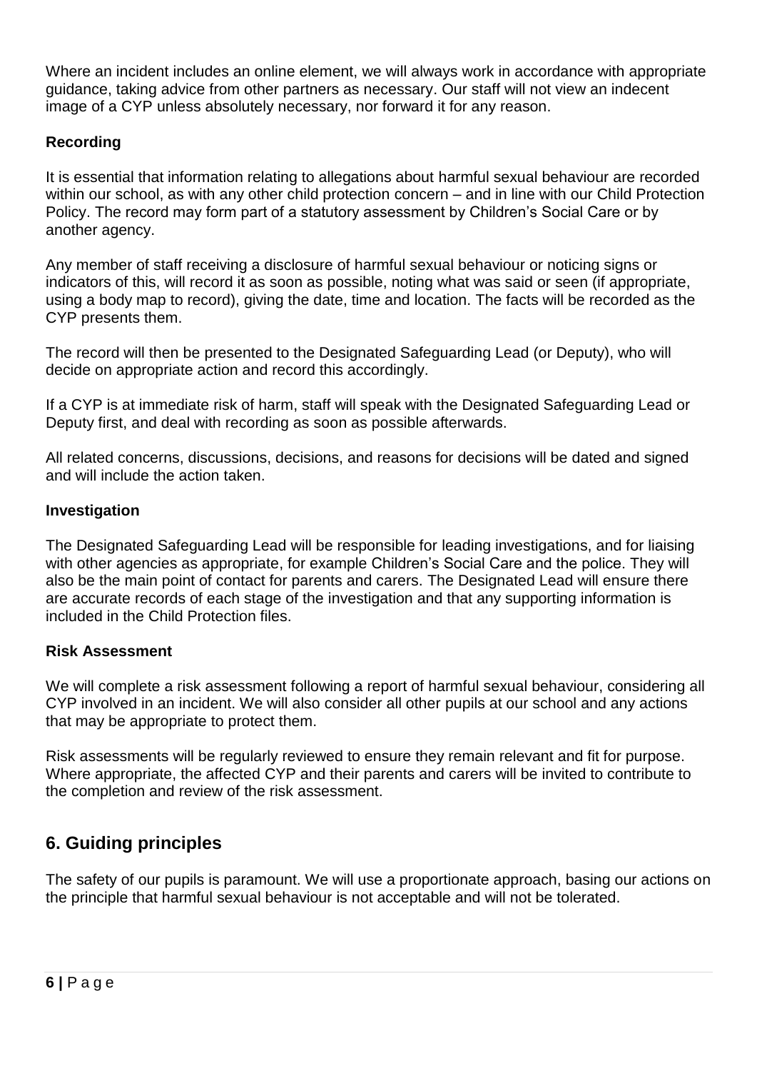Where an incident includes an online element, we will always work in accordance with appropriate guidance, taking advice from other partners as necessary. Our staff will not view an indecent image of a CYP unless absolutely necessary, nor forward it for any reason.

**Recording**

It is essential that information relating to allegations about harmful sexual behaviour are recorded within our school, as with any other child protection concern – and in line with our Child Protection Policy. The record may form part of a statutory assessment by Children's Social Care or by another agency.

Any member of staff receiving a disclosure of harmful sexual behaviour or noticing signs or indicators of this, will record it as soon as possible, noting what was said or seen (if appropriate, using a body map to record), giving the date, time and location. The facts will be recorded as the CYP presents them.

The record will then be presented to the Designated Safeguarding Lead (or Deputy), who will decide on appropriate action and record this accordingly.

If a CYP is at immediate risk of harm, staff will speak with the Designated Safeguarding Lead or Deputy first, and deal with recording as soon as possible afterwards.

All related concerns, discussions, decisions, and reasons for decisions will be dated and signed and will include the action taken.

**Investigation**

The Designated Safeguarding Lead will be responsible for leading investigations, and for liaising with other agencies as appropriate, for example Children's Social Care and the police. They will also be the main point of contact for parents and carers. The Designated Lead will ensure there are accurate records of each stage of the investigation and that any supporting information is included in the Child Protection files.

**Risk Assessment**

We will complete a risk assessment following a report of harmful sexual behaviour, considering all CYP involved in an incident. We will also consider all other pupils at our school and any actions that may be appropriate to protect them.

Risk assessments will be regularly reviewed to ensure they remain relevant and fit for purpose. Where appropriate, the affected CYP and their parents and carers will be invited to contribute to the completion and review of the risk assessment.

## 6. Guiding principles

The safety of our pupils is paramount. We will use a proportionate approach, basing our actions on the principle that harmful sexual behaviour is not acceptable and will not be tolerated.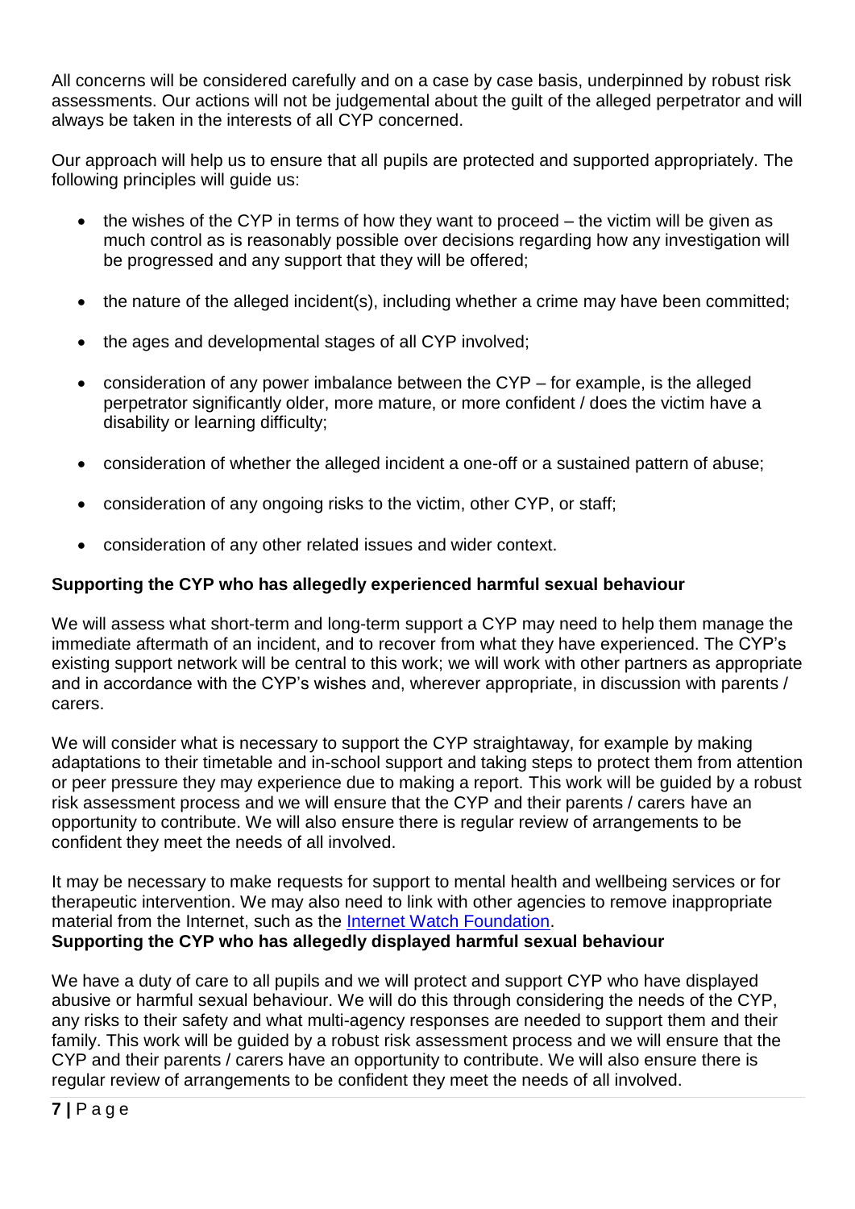All concerns will be considered carefully and on a case by case basis, underpinned by robust risk assessments. Our actions will not be judgemental about the guilt of the alleged perpetrator and will always be taken in the interests of all CYP concerned.

Our approach will help us to ensure that all pupils are protected and supported appropriately. The following principles will guide us:

- the wishes of the CYP in terms of how they want to proceed – the victim will be given as much control as is reasonably possible over decisions regarding how any investigation will be progressed and any support that they will be offered;
- the nature of the alleged incident(s), including whether a crime may have been committed;
- the ages and developmental stages of all CYP involved;
- consideration of any power imbalance between the CYP – for example, is the alleged perpetrator significantly older, more mature, or more confident / does the victim have a disability or learning difficulty;
- consideration of whether the alleged incident a one-off or a sustained pattern of abuse;
- consideration of any ongoing risks to the victim, other CYP, or staff;
- consideration of any other related issues and wider context.

**Supporting the CYP who has allegedly experienced harmful sexual behaviour**

We will assess what short-term and long-term support a CYP may need to help them manage the immediate aftermath of an incident, and to recover from what they have experienced. The CYP's existing support network will be central to this work; we will work with other partners as appropriate and in accordance with the CYP's wishes and, wherever appropriate, in discussion with parents / carers.

We will consider what is necessary to support the CYP straightaway, for example by making adaptations to their timetable and in-school support and taking steps to protect them from attention or peer pressure they may experience due to making a report. This work will be guided by a robust risk assessment process and we will ensure that the CYP and their parents / carers have an opportunity to contribute. We will also ensure there is regular review of arrangements to be confident they meet the needs of all involved.

It may be necessary to make requests for support to mental health and wellbeing services or for therapeutic intervention. We may also need to link with other agencies to remove inappropriate material from the Internet, such as the Internet Watch Foundation.

**Supporting the CYP who has allegedly displayed harmful sexual behaviour**

We have a duty of care to all pupils and we will protect and support CYP who have displayed abusive or harmful sexual behaviour. We will do this through considering the needs of the CYP, any risks to their safety and what multi-agency responses are needed to support them and their family. This work will be guided by a robust risk assessment process and we will ensure that the CYP and their parents / carers have an opportunity to contribute. We will also ensure there is regular review of arrangements to be confident they meet the needs of all involved.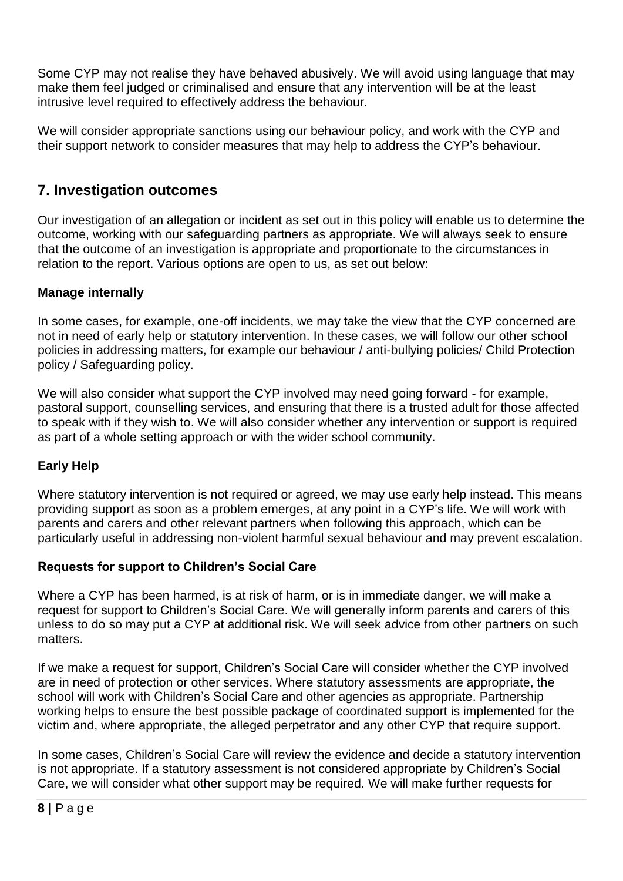Some CYP may not realise they have behaved abusively. We will avoid using language that may make them feel judged or criminalised and ensure that any intervention will be at the least intrusive level required to effectively address the behaviour.

We will consider appropriate sanctions using our behaviour policy, and work with the CYP and their support network to consider measures that may help to address the CYP's behaviour.

## 7. Investigation outcomes

Our investigation of an allegation or incident as set out in this policy will enable us to determine the outcome, working with our safeguarding partners as appropriate. We will always seek to ensure that the outcome of an investigation is appropriate and proportionate to the circumstances in relation to the report. Various options are open to us, as set out below:

**Manage internally**

In some cases, for example, one-off incidents, we may take the view that the CYP concerned are not in need of early help or statutory intervention. In these cases, we will follow our other school policies in addressing matters, for example our behaviour / anti-bullying policies/ Child Protection policy / Safeguarding policy.

We will also consider what support the CYP involved may need going forward - for example, pastoral support, counselling services, and ensuring that there is a trusted adult for those affected to speak with if they wish to. We will also consider whether any intervention or support is required as part of a whole setting approach or with the wider school community.

**Early Help**

Where statutory intervention is not required or agreed, we may use early help instead. This means providing support as soon as a problem emerges, at any point in a CYP's life. We will work with parents and carers and other relevant partners when following this approach, which can be particularly useful in addressing non-violent harmful sexual behaviour and may prevent escalation.

**Requests for support to Children's Social Care**

Where a CYP has been harmed, is at risk of harm, or is in immediate danger, we will make a request for support to Children's Social Care. We will generally inform parents and carers of this unless to do so may put a CYP at additional risk. We will seek advice from other partners on such matters.

If we make a request for support, Children's Social Care will consider whether the CYP involved are in need of protection or other services. Where statutory assessments are appropriate, the school will work with Children's Social Care and other agencies as appropriate. Partnership working helps to ensure the best possible package of coordinated support is implemented for the victim and, where appropriate, the alleged perpetrator and any other CYP that require support.

In some cases, Children's Social Care will review the evidence and decide a statutory intervention is not appropriate. If a statutory assessment is not considered appropriate by Children's Social Care, we will consider what other support may be required. We will make further requests for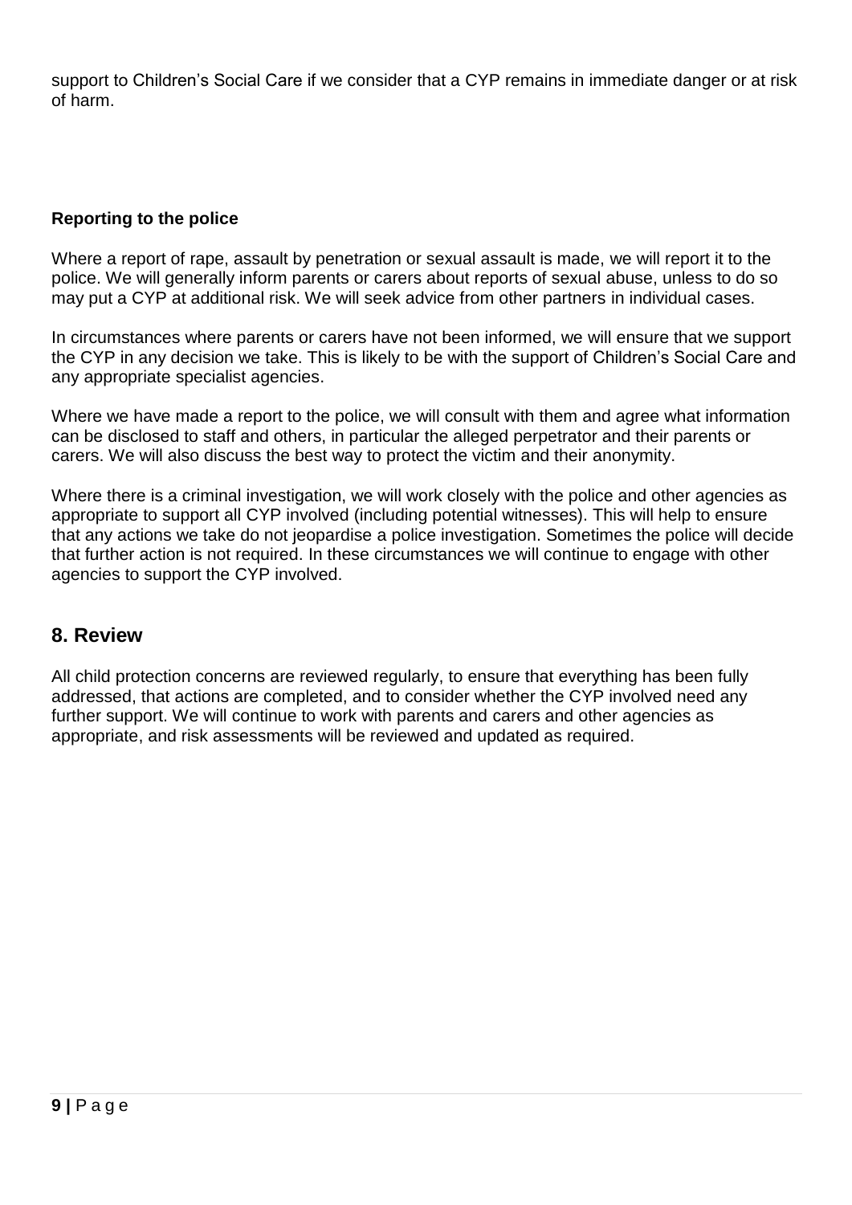support to Children's Social Care if we consider that a CYP remains in immediate danger or at risk of harm.

**Reporting to the police**

Where a report of rape, assault by penetration or sexual assault is made, we will report it to the police. We will generally inform parents or carers about reports of sexual abuse, unless to do so may put a CYP at additional risk. We will seek advice from other partners in individual cases.

In circumstances where parents or carers have not been informed, we will ensure that we support the CYP in any decision we take. This is likely to be with the support of Children's Social Care and any appropriate specialist agencies.

Where we have made a report to the police, we will consult with them and agree what information can be disclosed to staff and others, in particular the alleged perpetrator and their parents or carers. We will also discuss the best way to protect the victim and their anonymity.

Where there is a criminal investigation, we will work closely with the police and other agencies as appropriate to support all CYP involved (including potential witnesses). This will help to ensure that any actions we take do not jeopardise a police investigation. Sometimes the police will decide that further action is not required. In these circumstances we will continue to engage with other agencies to support the CYP involved.

## 8. Review

All child protection concerns are reviewed regularly, to ensure that everything has been fully addressed, that actions are completed, and to consider whether the CYP involved need any further support. We will continue to work with parents and carers and other agencies as appropriate, and risk assessments will be reviewed and updated as required.